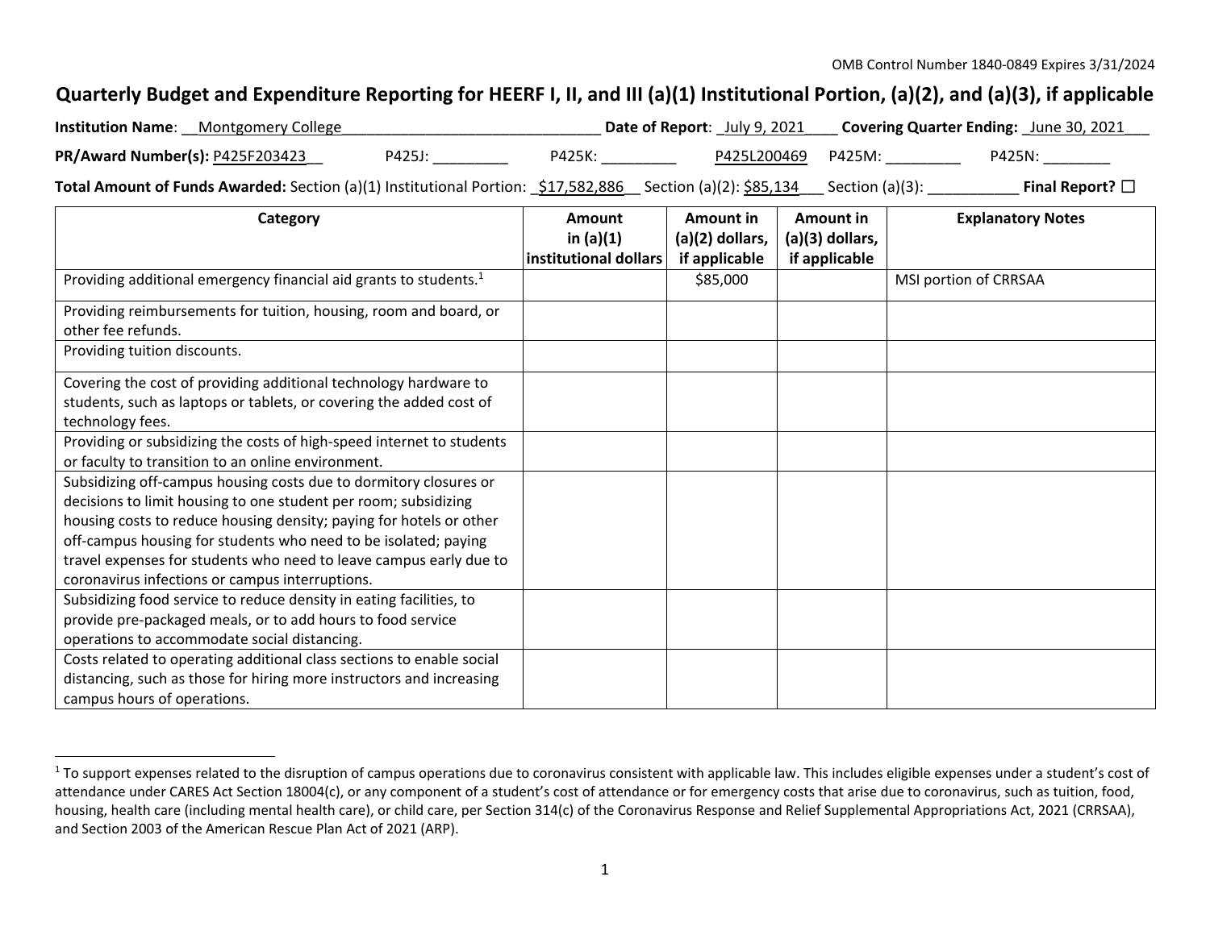OMB Control Number 1840-0849 Expires 3/31/2024

# Quarterly Budget and Expenditure Reporting for HEERF I, II, and III (a)(1) Institutional Portion, (a)(2), and (a)(3), if applicable

**Institution Name**: __Montgomery College________________________________ **Date of Report**: _July 9, 2021____ **Covering Quarter Ending:** _June 30, 2021___

**PR/Award Number(s):** P425F203423__ P425J: _________ P425K: _________ P425L200469 P425M: _________ P425N: ________

**Total Amount of Funds Awarded:** Section (a)(1) Institutional Portion: _$17,582,886__ Section (a)(2): $85,134___ Section (a)(3): ___________ **Final Report?** ☐

| Category | Amount in (a)(1) institutional dollars | Amount in (a)(2) dollars, if applicable | Amount in (a)(3) dollars, if applicable | Explanatory Notes |
|---|---|---|---|---|
| Providing additional emergency financial aid grants to students.[1] | | $85,000 | | MSI portion of CRRSAA |
| Providing reimbursements for tuition, housing, room and board, or other fee refunds. | | | | |
| Providing tuition discounts. | | | | |
| Covering the cost of providing additional technology hardware to students, such as laptops or tablets, or covering the added cost of technology fees. | | | | |
| Providing or subsidizing the costs of high-speed internet to students or faculty to transition to an online environment. | | | | |
| Subsidizing off-campus housing costs due to dormitory closures or decisions to limit housing to one student per room; subsidizing housing costs to reduce housing density; paying for hotels or other off-campus housing for students who need to be isolated; paying travel expenses for students who need to leave campus early due to coronavirus infections or campus interruptions. | | | | |
| Subsidizing food service to reduce density in eating facilities, to provide pre-packaged meals, or to add hours to food service operations to accommodate social distancing. | | | | |
| Costs related to operating additional class sections to enable social distancing, such as those for hiring more instructors and increasing campus hours of operations. | | | | |

[1] To support expenses related to the disruption of campus operations due to coronavirus consistent with applicable law. This includes eligible expenses under a student's cost of attendance under CARES Act Section 18004(c), or any component of a student's cost of attendance or for emergency costs that arise due to coronavirus, such as tuition, food, housing, health care (including mental health care), or child care, per Section 314(c) of the Coronavirus Response and Relief Supplemental Appropriations Act, 2021 (CRRSAA), and Section 2003 of the American Rescue Plan Act of 2021 (ARP).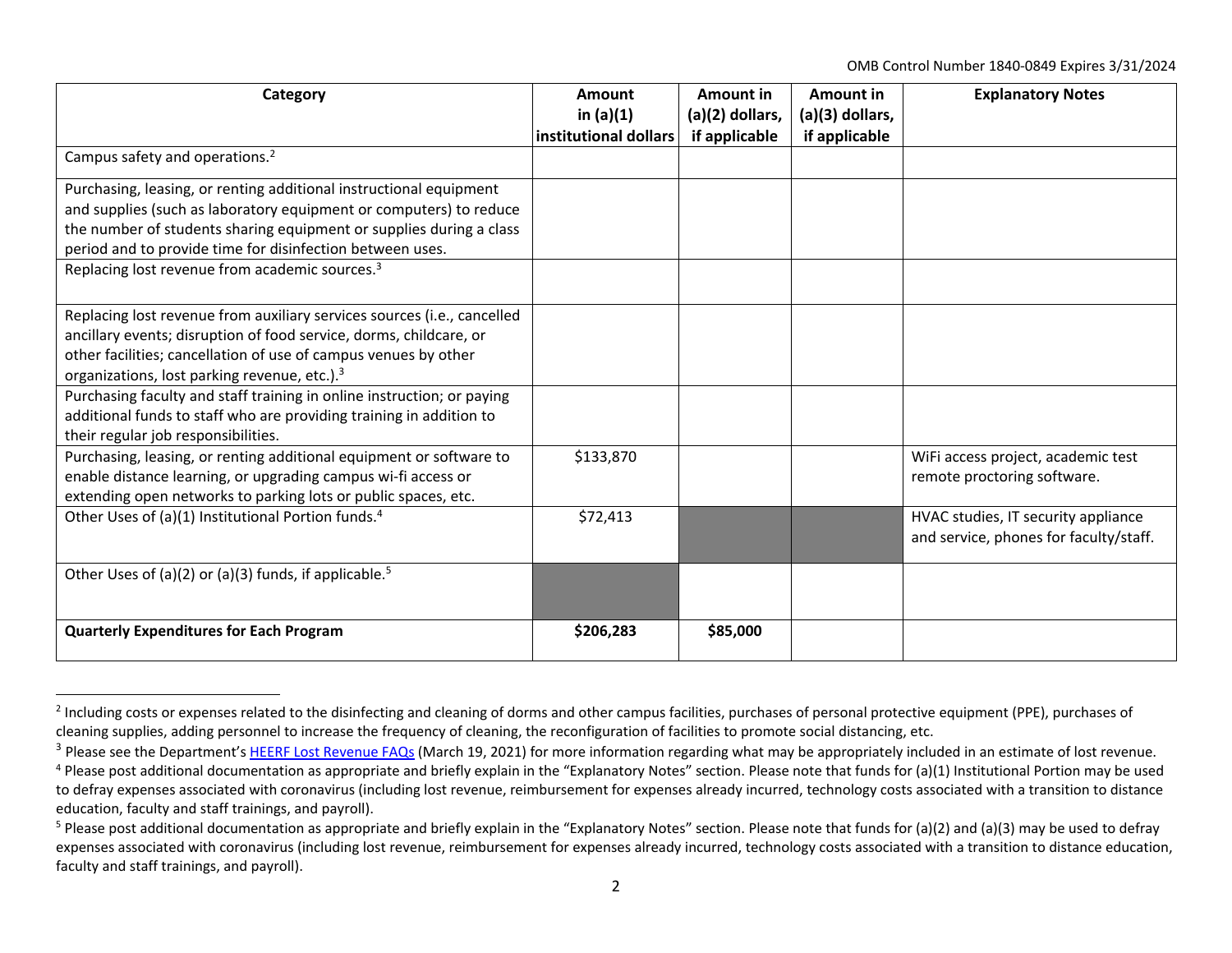| Category | Amount in (a)(1) institutional dollars | Amount in (a)(2) dollars, if applicable | Amount in (a)(3) dollars, if applicable | Explanatory Notes |
|---|---|---|---|---|
| Campus safety and operations.[2] | | | | |
| Purchasing, leasing, or renting additional instructional equipment and supplies (such as laboratory equipment or computers) to reduce the number of students sharing equipment or supplies during a class period and to provide time for disinfection between uses. | | | | |
| Replacing lost revenue from academic sources.[3] | | | | |
| Replacing lost revenue from auxiliary services sources (i.e., cancelled ancillary events; disruption of food service, dorms, childcare, or other facilities; cancellation of use of campus venues by other organizations, lost parking revenue, etc.).[3] | | | | |
| Purchasing faculty and staff training in online instruction; or paying additional funds to staff who are providing training in addition to their regular job responsibilities. | | | | |
| Purchasing, leasing, or renting additional equipment or software to enable distance learning, or upgrading campus wi-fi access or extending open networks to parking lots or public spaces, etc. | $133,870 | | | WiFi access project, academic test remote proctoring software. |
| Other Uses of (a)(1) Institutional Portion funds.[4] | $72,413 | | | HVAC studies, IT security appliance and service, phones for faculty/staff. |
| Other Uses of (a)(2) or (a)(3) funds, if applicable.[5] | | | | |
| **Quarterly Expenditures for Each Program** | **$206,283** | **$85,000** | | |

[2] Including costs or expenses related to the disinfecting and cleaning of dorms and other campus facilities, purchases of personal protective equipment (PPE), purchases of cleaning supplies, adding personnel to increase the frequency of cleaning, the reconfiguration of facilities to promote social distancing, etc.

[3] Please see the Department's HEERF Lost Revenue FAQs (March 19, 2021) for more information regarding what may be appropriately included in an estimate of lost revenue.

[4] Please post additional documentation as appropriate and briefly explain in the "Explanatory Notes" section. Please note that funds for (a)(1) Institutional Portion may be used to defray expenses associated with coronavirus (including lost revenue, reimbursement for expenses already incurred, technology costs associated with a transition to distance education, faculty and staff trainings, and payroll).

[5] Please post additional documentation as appropriate and briefly explain in the "Explanatory Notes" section. Please note that funds for (a)(2) and (a)(3) may be used to defray expenses associated with coronavirus (including lost revenue, reimbursement for expenses already incurred, technology costs associated with a transition to distance education, faculty and staff trainings, and payroll).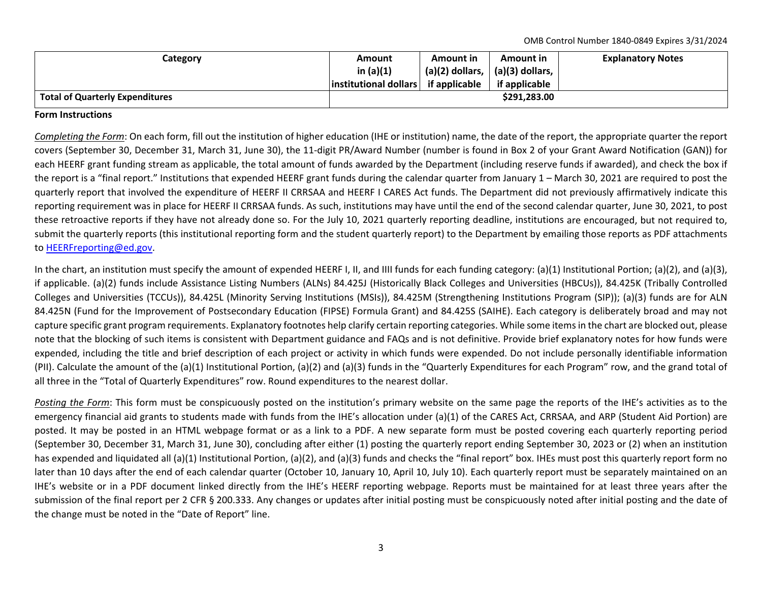OMB Control Number 1840-0849 Expires 3/31/2024

| Category | Amount in (a)(1) institutional dollars | Amount in (a)(2) dollars, if applicable | Amount in (a)(3) dollars, if applicable | Explanatory Notes |
|---|---|---|---|---|
| **Total of Quarterly Expenditures** | | **$291,283.00** | | |

**Form Instructions**

*Completing the Form*: On each form, fill out the institution of higher education (IHE or institution) name, the date of the report, the appropriate quarter the report covers (September 30, December 31, March 31, June 30), the 11-digit PR/Award Number (number is found in Box 2 of your Grant Award Notification (GAN)) for each HEERF grant funding stream as applicable, the total amount of funds awarded by the Department (including reserve funds if awarded), and check the box if the report is a "final report." Institutions that expended HEERF grant funds during the calendar quarter from January 1 – March 30, 2021 are required to post the quarterly report that involved the expenditure of HEERF II CRRSAA and HEERF I CARES Act funds. The Department did not previously affirmatively indicate this reporting requirement was in place for HEERF II CRRSAA funds. As such, institutions may have until the end of the second calendar quarter, June 30, 2021, to post these retroactive reports if they have not already done so. For the July 10, 2021 quarterly reporting deadline, institutions are encouraged, but not required to, submit the quarterly reports (this institutional reporting form and the student quarterly report) to the Department by emailing those reports as PDF attachments to HEERFreporting@ed.gov.

In the chart, an institution must specify the amount of expended HEERF I, II, and IIII funds for each funding category: (a)(1) Institutional Portion; (a)(2), and (a)(3), if applicable. (a)(2) funds include Assistance Listing Numbers (ALNs) 84.425J (Historically Black Colleges and Universities (HBCUs)), 84.425K (Tribally Controlled Colleges and Universities (TCCUs)), 84.425L (Minority Serving Institutions (MSIs)), 84.425M (Strengthening Institutions Program (SIP)); (a)(3) funds are for ALN 84.425N (Fund for the Improvement of Postsecondary Education (FIPSE) Formula Grant) and 84.425S (SAIHE). Each category is deliberately broad and may not capture specific grant program requirements. Explanatory footnotes help clarify certain reporting categories. While some items in the chart are blocked out, please note that the blocking of such items is consistent with Department guidance and FAQs and is not definitive. Provide brief explanatory notes for how funds were expended, including the title and brief description of each project or activity in which funds were expended. Do not include personally identifiable information (PII). Calculate the amount of the (a)(1) Institutional Portion, (a)(2) and (a)(3) funds in the "Quarterly Expenditures for each Program" row, and the grand total of all three in the "Total of Quarterly Expenditures" row. Round expenditures to the nearest dollar.

*Posting the Form*: This form must be conspicuously posted on the institution's primary website on the same page the reports of the IHE's activities as to the emergency financial aid grants to students made with funds from the IHE's allocation under (a)(1) of the CARES Act, CRRSAA, and ARP (Student Aid Portion) are posted. It may be posted in an HTML webpage format or as a link to a PDF. A new separate form must be posted covering each quarterly reporting period (September 30, December 31, March 31, June 30), concluding after either (1) posting the quarterly report ending September 30, 2023 or (2) when an institution has expended and liquidated all (a)(1) Institutional Portion, (a)(2), and (a)(3) funds and checks the "final report" box. IHEs must post this quarterly report form no later than 10 days after the end of each calendar quarter (October 10, January 10, April 10, July 10). Each quarterly report must be separately maintained on an IHE's website or in a PDF document linked directly from the IHE's HEERF reporting webpage. Reports must be maintained for at least three years after the submission of the final report per 2 CFR § 200.333. Any changes or updates after initial posting must be conspicuously noted after initial posting and the date of the change must be noted in the "Date of Report" line.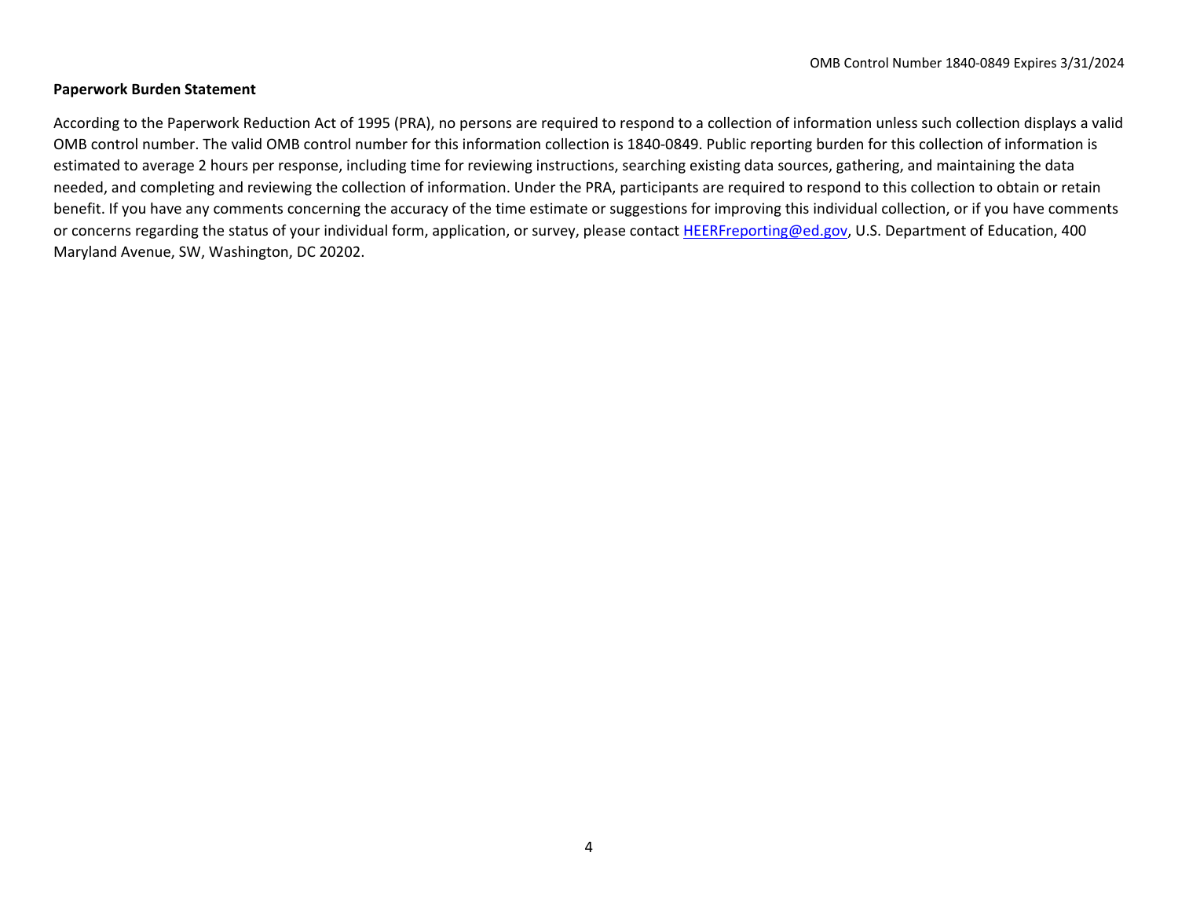**Paperwork Burden Statement**

According to the Paperwork Reduction Act of 1995 (PRA), no persons are required to respond to a collection of information unless such collection displays a valid OMB control number. The valid OMB control number for this information collection is 1840-0849. Public reporting burden for this collection of information is estimated to average 2 hours per response, including time for reviewing instructions, searching existing data sources, gathering, and maintaining the data needed, and completing and reviewing the collection of information. Under the PRA, participants are required to respond to this collection to obtain or retain benefit. If you have any comments concerning the accuracy of the time estimate or suggestions for improving this individual collection, or if you have comments or concerns regarding the status of your individual form, application, or survey, please contact HEERFreporting@ed.gov, U.S. Department of Education, 400 Maryland Avenue, SW, Washington, DC 20202.